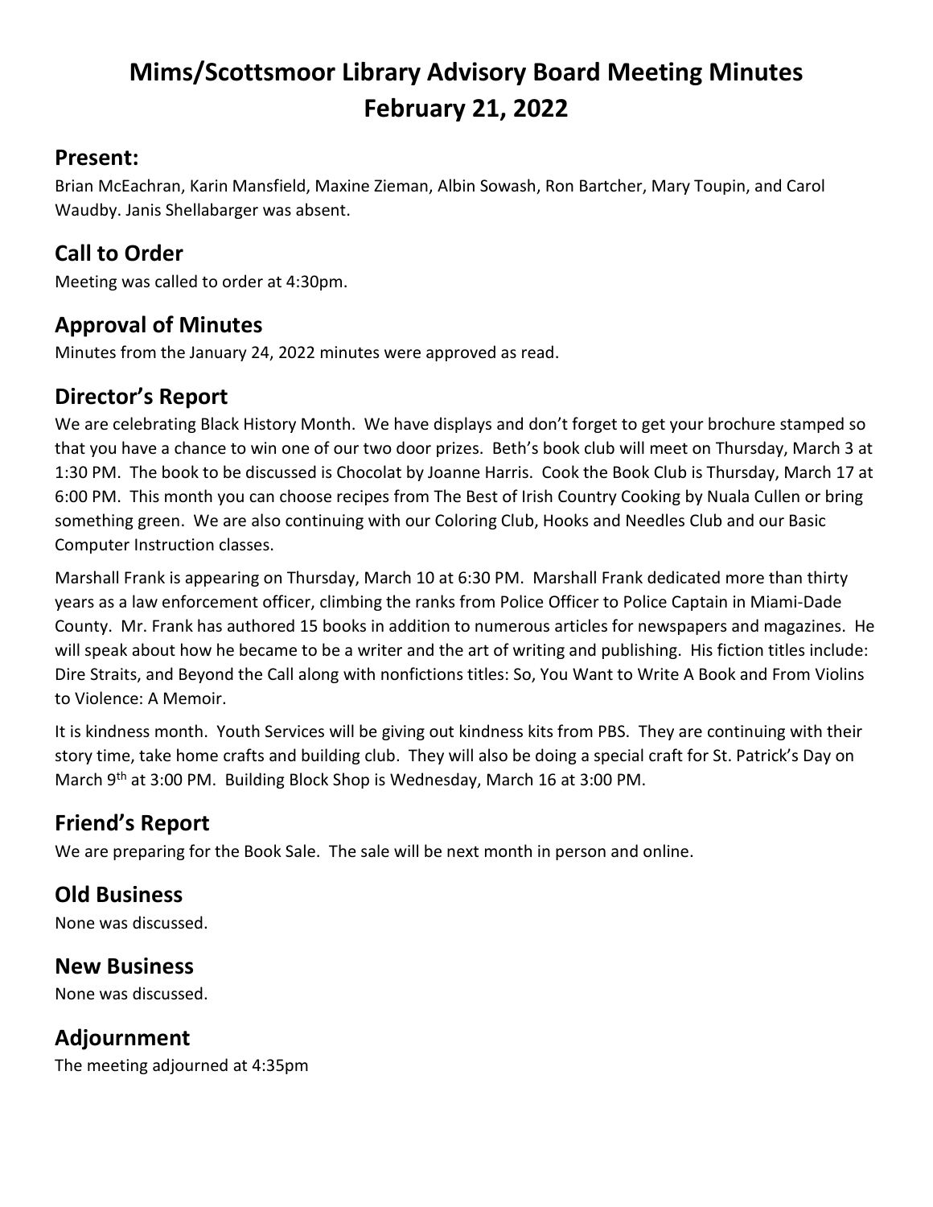# Mims/Scottsmoor Library Advisory Board Meeting Minutes
# February 21, 2022

## Present:

Brian McEachran, Karin Mansfield, Maxine Zieman, Albin Sowash, Ron Bartcher, Mary Toupin, and Carol Waudby. Janis Shellabarger was absent.

## Call to Order

Meeting was called to order at 4:30pm.

## Approval of Minutes

Minutes from the January 24, 2022 minutes were approved as read.

## Director's Report

We are celebrating Black History Month. We have displays and don't forget to get your brochure stamped so that you have a chance to win one of our two door prizes. Beth's book club will meet on Thursday, March 3 at 1:30 PM. The book to be discussed is Chocolat by Joanne Harris. Cook the Book Club is Thursday, March 17 at 6:00 PM. This month you can choose recipes from The Best of Irish Country Cooking by Nuala Cullen or bring something green. We are also continuing with our Coloring Club, Hooks and Needles Club and our Basic Computer Instruction classes.

Marshall Frank is appearing on Thursday, March 10 at 6:30 PM. Marshall Frank dedicated more than thirty years as a law enforcement officer, climbing the ranks from Police Officer to Police Captain in Miami-Dade County. Mr. Frank has authored 15 books in addition to numerous articles for newspapers and magazines. He will speak about how he became to be a writer and the art of writing and publishing. His fiction titles include: Dire Straits, and Beyond the Call along with nonfictions titles: So, You Want to Write A Book and From Violins to Violence: A Memoir.

It is kindness month. Youth Services will be giving out kindness kits from PBS. They are continuing with their story time, take home crafts and building club. They will also be doing a special craft for St. Patrick's Day on March 9th at 3:00 PM. Building Block Shop is Wednesday, March 16 at 3:00 PM.

## Friend's Report

We are preparing for the Book Sale. The sale will be next month in person and online.

## Old Business

None was discussed.

## New Business

None was discussed.

## Adjournment

The meeting adjourned at 4:35pm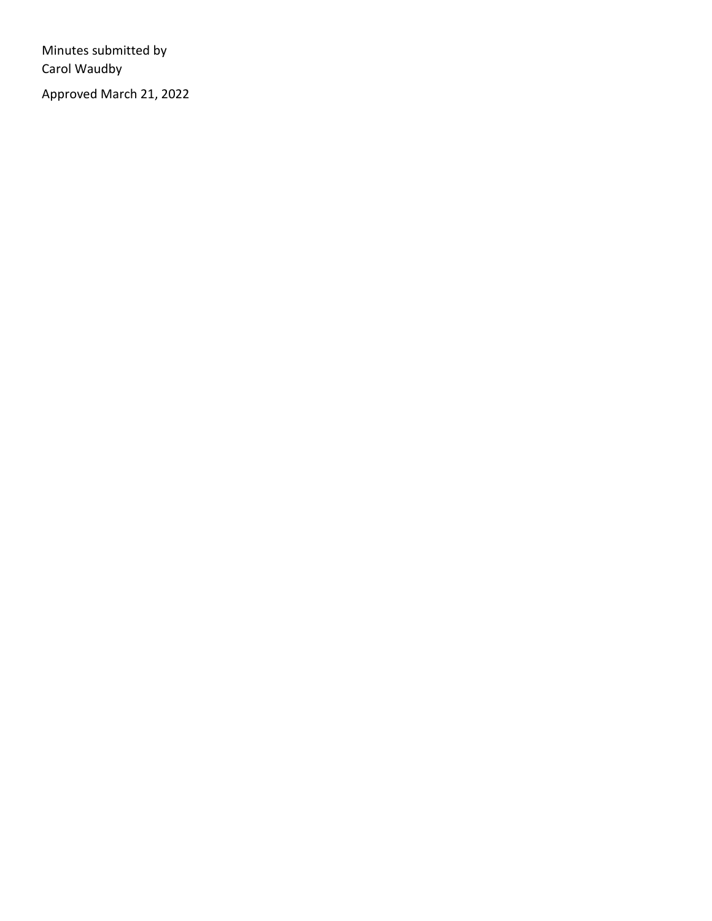Minutes submitted by
Carol Waudby

Approved March 21, 2022